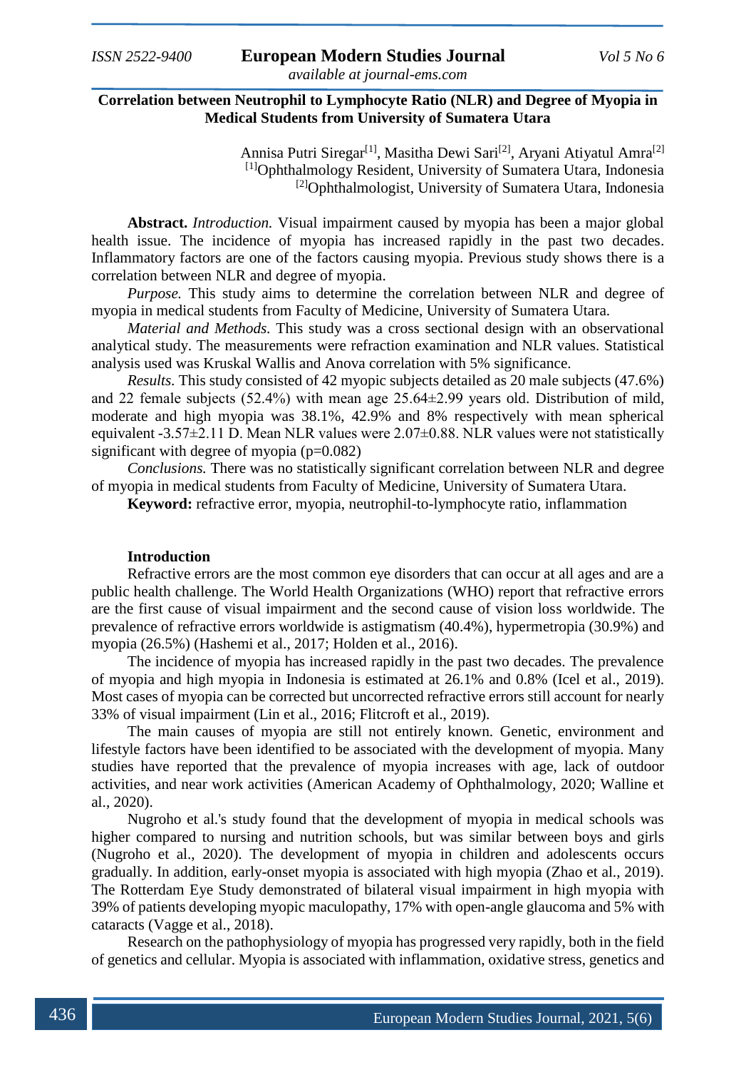# Correlation between Neutrophil to Lymphocyte Ratio (NLR) and Degree of Myopia in Medical Students from University of Sumatera Utara

Annisa Putri Siregar[1], Masitha Dewi Sari[2], Aryani Atiyatul Amra[2]

[1]Ophthalmology Resident, University of Sumatera Utara, Indonesia

[2]Ophthalmologist, University of Sumatera Utara, Indonesia

**Abstract.** *Introduction.* Visual impairment caused by myopia has been a major global health issue. The incidence of myopia has increased rapidly in the past two decades. Inflammatory factors are one of the factors causing myopia. Previous study shows there is a correlation between NLR and degree of myopia.

*Purpose.* This study aims to determine the correlation between NLR and degree of myopia in medical students from Faculty of Medicine, University of Sumatera Utara.

*Material and Methods.* This study was a cross sectional design with an observational analytical study. The measurements were refraction examination and NLR values. Statistical analysis used was Kruskal Wallis and Anova correlation with 5% significance.

*Results.* This study consisted of 42 myopic subjects detailed as 20 male subjects (47.6%) and 22 female subjects (52.4%) with mean age 25.64±2.99 years old. Distribution of mild, moderate and high myopia was 38.1%, 42.9% and 8% respectively with mean spherical equivalent -3.57±2.11 D. Mean NLR values were 2.07±0.88. NLR values were not statistically significant with degree of myopia (p=0.082)

*Conclusions.* There was no statistically significant correlation between NLR and degree of myopia in medical students from Faculty of Medicine, University of Sumatera Utara.

**Keyword:** refractive error, myopia, neutrophil-to-lymphocyte ratio, inflammation

## Introduction

Refractive errors are the most common eye disorders that can occur at all ages and are a public health challenge. The World Health Organizations (WHO) report that refractive errors are the first cause of visual impairment and the second cause of vision loss worldwide. The prevalence of refractive errors worldwide is astigmatism (40.4%), hypermetropia (30.9%) and myopia (26.5%) (Hashemi et al., 2017; Holden et al., 2016).

The incidence of myopia has increased rapidly in the past two decades. The prevalence of myopia and high myopia in Indonesia is estimated at 26.1% and 0.8% (Icel et al., 2019). Most cases of myopia can be corrected but uncorrected refractive errors still account for nearly 33% of visual impairment (Lin et al., 2016; Flitcroft et al., 2019).

The main causes of myopia are still not entirely known. Genetic, environment and lifestyle factors have been identified to be associated with the development of myopia. Many studies have reported that the prevalence of myopia increases with age, lack of outdoor activities, and near work activities (American Academy of Ophthalmology, 2020; Walline et al., 2020).

Nugroho et al.'s study found that the development of myopia in medical schools was higher compared to nursing and nutrition schools, but was similar between boys and girls (Nugroho et al., 2020). The development of myopia in children and adolescents occurs gradually. In addition, early-onset myopia is associated with high myopia (Zhao et al., 2019). The Rotterdam Eye Study demonstrated of bilateral visual impairment in high myopia with 39% of patients developing myopic maculopathy, 17% with open-angle glaucoma and 5% with cataracts (Vagge et al., 2018).

Research on the pathophysiology of myopia has progressed very rapidly, both in the field of genetics and cellular. Myopia is associated with inflammation, oxidative stress, genetics and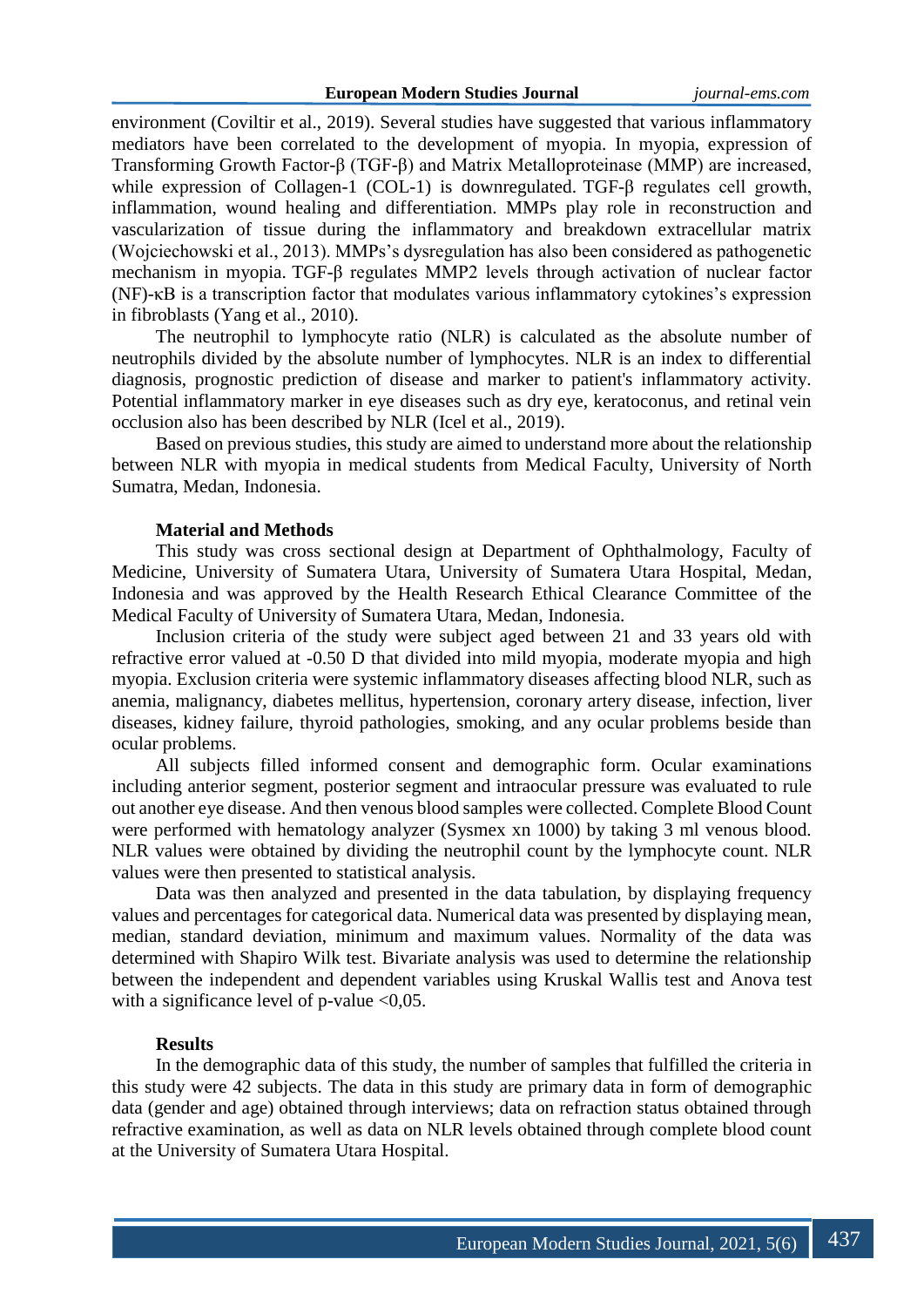environment (Coviltir et al., 2019). Several studies have suggested that various inflammatory mediators have been correlated to the development of myopia. In myopia, expression of Transforming Growth Factor-β (TGF-β) and Matrix Metalloproteinase (MMP) are increased, while expression of Collagen-1 (COL-1) is downregulated. TGF-β regulates cell growth, inflammation, wound healing and differentiation. MMPs play role in reconstruction and vascularization of tissue during the inflammatory and breakdown extracellular matrix (Wojciechowski et al., 2013). MMPs's dysregulation has also been considered as pathogenetic mechanism in myopia. TGF-β regulates MMP2 levels through activation of nuclear factor (NF)-κB is a transcription factor that modulates various inflammatory cytokines's expression in fibroblasts (Yang et al., 2010).

The neutrophil to lymphocyte ratio (NLR) is calculated as the absolute number of neutrophils divided by the absolute number of lymphocytes. NLR is an index to differential diagnosis, prognostic prediction of disease and marker to patient's inflammatory activity. Potential inflammatory marker in eye diseases such as dry eye, keratoconus, and retinal vein occlusion also has been described by NLR (Icel et al., 2019).

Based on previous studies, this study are aimed to understand more about the relationship between NLR with myopia in medical students from Medical Faculty, University of North Sumatra, Medan, Indonesia.

## Material and Methods

This study was cross sectional design at Department of Ophthalmology, Faculty of Medicine, University of Sumatera Utara, University of Sumatera Utara Hospital, Medan, Indonesia and was approved by the Health Research Ethical Clearance Committee of the Medical Faculty of University of Sumatera Utara, Medan, Indonesia.

Inclusion criteria of the study were subject aged between 21 and 33 years old with refractive error valued at -0.50 D that divided into mild myopia, moderate myopia and high myopia. Exclusion criteria were systemic inflammatory diseases affecting blood NLR, such as anemia, malignancy, diabetes mellitus, hypertension, coronary artery disease, infection, liver diseases, kidney failure, thyroid pathologies, smoking, and any ocular problems beside than ocular problems.

All subjects filled informed consent and demographic form. Ocular examinations including anterior segment, posterior segment and intraocular pressure was evaluated to rule out another eye disease. And then venous blood samples were collected. Complete Blood Count were performed with hematology analyzer (Sysmex xn 1000) by taking 3 ml venous blood. NLR values were obtained by dividing the neutrophil count by the lymphocyte count. NLR values were then presented to statistical analysis.

Data was then analyzed and presented in the data tabulation, by displaying frequency values and percentages for categorical data. Numerical data was presented by displaying mean, median, standard deviation, minimum and maximum values. Normality of the data was determined with Shapiro Wilk test. Bivariate analysis was used to determine the relationship between the independent and dependent variables using Kruskal Wallis test and Anova test with a significance level of p-value <0,05.

## Results

In the demographic data of this study, the number of samples that fulfilled the criteria in this study were 42 subjects. The data in this study are primary data in form of demographic data (gender and age) obtained through interviews; data on refraction status obtained through refractive examination, as well as data on NLR levels obtained through complete blood count at the University of Sumatera Utara Hospital.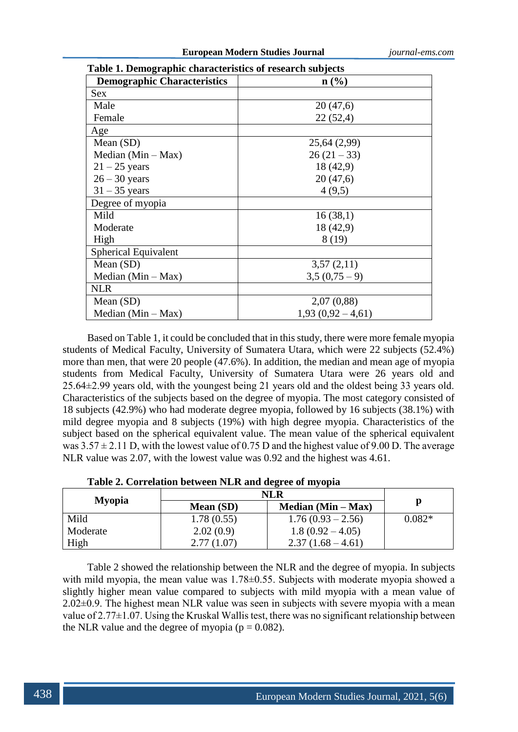**Table 1. Demographic characteristics of research subjects**

| Demographic Characteristics | n (%) |
|---|---|
| Sex | |
| Male | 20 (47,6) |
| Female | 22 (52,4) |
| Age | |
| Mean (SD) | 25,64 (2,99) |
| Median (Min – Max) | 26 (21 – 33) |
| 21 – 25 years | 18 (42,9) |
| 26 – 30 years | 20 (47,6) |
| 31 – 35 years | 4 (9,5) |
| Degree of myopia | |
| Mild | 16 (38,1) |
| Moderate | 18 (42,9) |
| High | 8 (19) |
| Spherical Equivalent | |
| Mean (SD) | 3,57 (2,11) |
| Median (Min – Max) | 3,5 (0,75 – 9) |
| NLR | |
| Mean (SD) | 2,07 (0,88) |
| Median (Min – Max) | 1,93 (0,92 – 4,61) |

Based on Table 1, it could be concluded that in this study, there were more female myopia students of Medical Faculty, University of Sumatera Utara, which were 22 subjects (52.4%) more than men, that were 20 people (47.6%). In addition, the median and mean age of myopia students from Medical Faculty, University of Sumatera Utara were 26 years old and 25.64±2.99 years old, with the youngest being 21 years old and the oldest being 33 years old. Characteristics of the subjects based on the degree of myopia. The most category consisted of 18 subjects (42.9%) who had moderate degree myopia, followed by 16 subjects (38.1%) with mild degree myopia and 8 subjects (19%) with high degree myopia. Characteristics of the subject based on the spherical equivalent value. The mean value of the spherical equivalent was 3.57 ± 2.11 D, with the lowest value of 0.75 D and the highest value of 9.00 D. The average NLR value was 2.07, with the lowest value was 0.92 and the highest was 4.61.

**Table 2. Correlation between NLR and degree of myopia**

| Myopia | NLR | | p |
|---|---|---|---|
| | Mean (SD) | Median (Min – Max) | |
| Mild | 1.78 (0.55) | 1.76 (0.93 – 2.56) | 0.082* |
| Moderate | 2.02 (0.9) | 1.8 (0.92 – 4.05) | |
| High | 2.77 (1.07) | 2.37 (1.68 – 4.61) | |

Table 2 showed the relationship between the NLR and the degree of myopia. In subjects with mild myopia, the mean value was 1.78±0.55. Subjects with moderate myopia showed a slightly higher mean value compared to subjects with mild myopia with a mean value of 2.02±0.9. The highest mean NLR value was seen in subjects with severe myopia with a mean value of 2.77±1.07. Using the Kruskal Wallis test, there was no significant relationship between the NLR value and the degree of myopia ($p = 0.082$).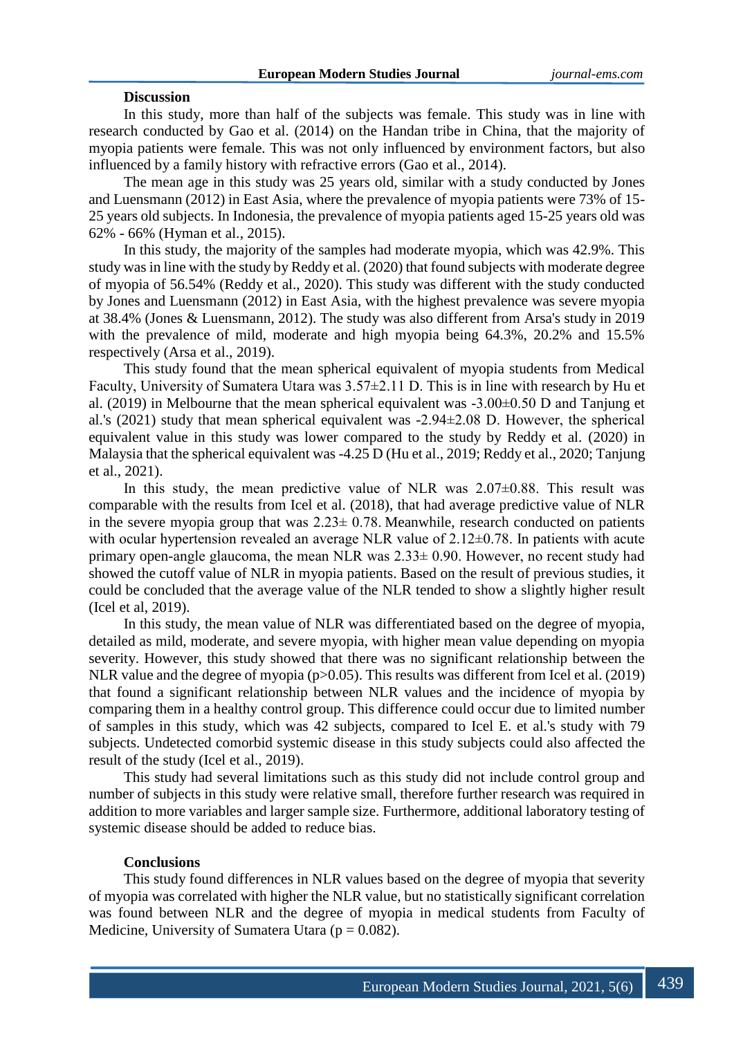## Discussion

In this study, more than half of the subjects was female. This study was in line with research conducted by Gao et al. (2014) on the Handan tribe in China, that the majority of myopia patients were female. This was not only influenced by environment factors, but also influenced by a family history with refractive errors (Gao et al., 2014).

The mean age in this study was 25 years old, similar with a study conducted by Jones and Luensmann (2012) in East Asia, where the prevalence of myopia patients were 73% of 15-25 years old subjects. In Indonesia, the prevalence of myopia patients aged 15-25 years old was 62% - 66% (Hyman et al., 2015).

In this study, the majority of the samples had moderate myopia, which was 42.9%. This study was in line with the study by Reddy et al. (2020) that found subjects with moderate degree of myopia of 56.54% (Reddy et al., 2020). This study was different with the study conducted by Jones and Luensmann (2012) in East Asia, with the highest prevalence was severe myopia at 38.4% (Jones & Luensmann, 2012). The study was also different from Arsa's study in 2019 with the prevalence of mild, moderate and high myopia being 64.3%, 20.2% and 15.5% respectively (Arsa et al., 2019).

This study found that the mean spherical equivalent of myopia students from Medical Faculty, University of Sumatera Utara was 3.57±2.11 D. This is in line with research by Hu et al. (2019) in Melbourne that the mean spherical equivalent was -3.00±0.50 D and Tanjung et al.'s (2021) study that mean spherical equivalent was -2.94±2.08 D. However, the spherical equivalent value in this study was lower compared to the study by Reddy et al. (2020) in Malaysia that the spherical equivalent was -4.25 D (Hu et al., 2019; Reddy et al., 2020; Tanjung et al., 2021).

In this study, the mean predictive value of NLR was 2.07±0.88. This result was comparable with the results from Icel et al. (2018), that had average predictive value of NLR in the severe myopia group that was 2.23± 0.78. Meanwhile, research conducted on patients with ocular hypertension revealed an average NLR value of 2.12±0.78. In patients with acute primary open-angle glaucoma, the mean NLR was 2.33± 0.90. However, no recent study had showed the cutoff value of NLR in myopia patients. Based on the result of previous studies, it could be concluded that the average value of the NLR tended to show a slightly higher result (Icel et al, 2019).

In this study, the mean value of NLR was differentiated based on the degree of myopia, detailed as mild, moderate, and severe myopia, with higher mean value depending on myopia severity. However, this study showed that there was no significant relationship between the NLR value and the degree of myopia ($p>0.05$). This results was different from Icel et al. (2019) that found a significant relationship between NLR values and the incidence of myopia by comparing them in a healthy control group. This difference could occur due to limited number of samples in this study, which was 42 subjects, compared to Icel E. et al.'s study with 79 subjects. Undetected comorbid systemic disease in this study subjects could also affected the result of the study (Icel et al., 2019).

This study had several limitations such as this study did not include control group and number of subjects in this study were relative small, therefore further research was required in addition to more variables and larger sample size. Furthermore, additional laboratory testing of systemic disease should be added to reduce bias.

## Conclusions

This study found differences in NLR values based on the degree of myopia that severity of myopia was correlated with higher the NLR value, but no statistically significant correlation was found between NLR and the degree of myopia in medical students from Faculty of Medicine, University of Sumatera Utara ($p = 0.082$).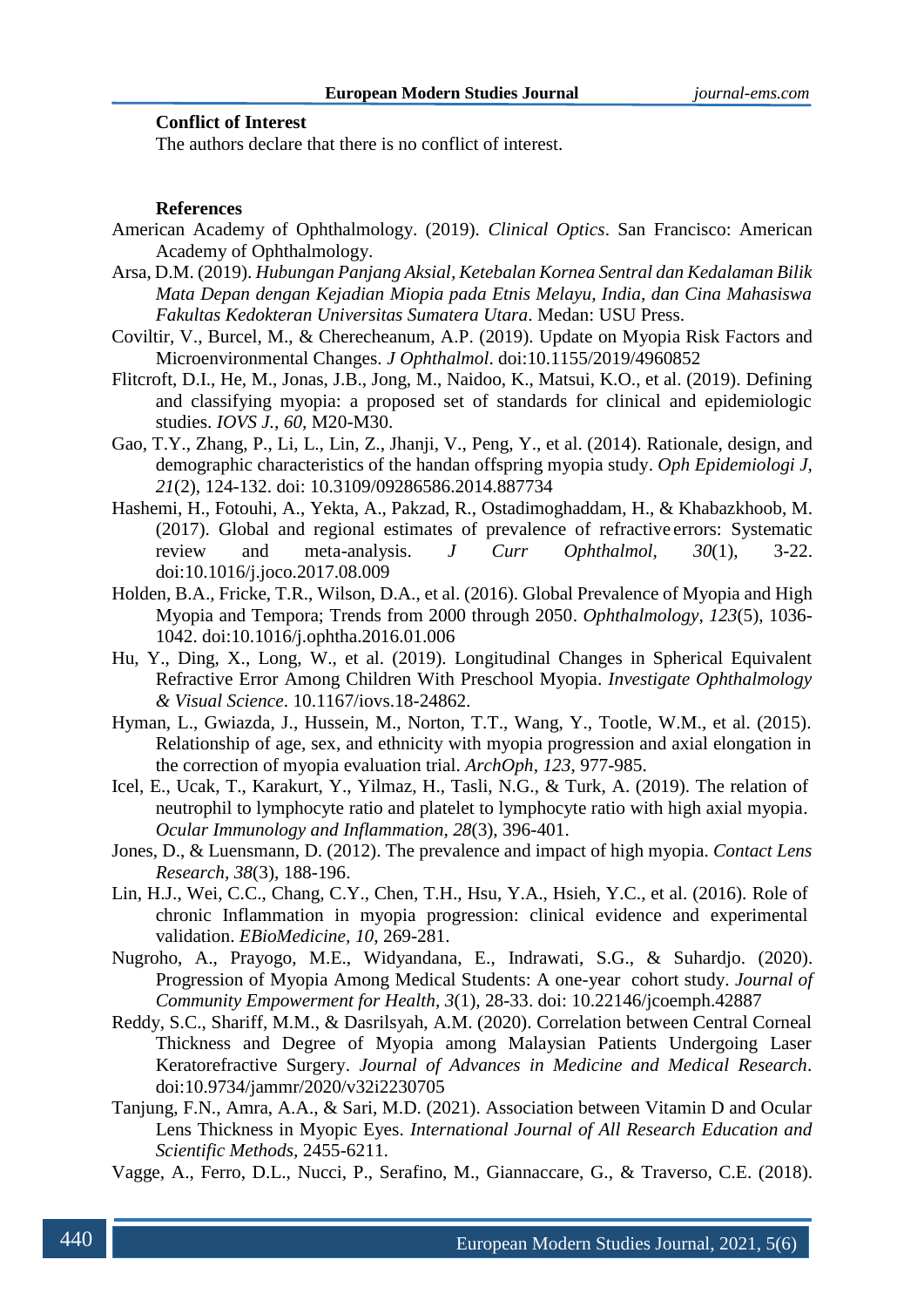## Conflict of Interest

The authors declare that there is no conflict of interest.

## References

American Academy of Ophthalmology. (2019). *Clinical Optics*. San Francisco: American Academy of Ophthalmology.

Arsa, D.M. (2019). *Hubungan Panjang Aksial, Ketebalan Kornea Sentral dan Kedalaman Bilik Mata Depan dengan Kejadian Miopia pada Etnis Melayu, India, dan Cina Mahasiswa Fakultas Kedokteran Universitas Sumatera Utara*. Medan: USU Press.

Coviltir, V., Burcel, M., & Cherecheanum, A.P. (2019). Update on Myopia Risk Factors and Microenvironmental Changes. *J Ophthalmol*. doi:10.1155/2019/4960852

Flitcroft, D.I., He, M., Jonas, J.B., Jong, M., Naidoo, K., Matsui, K.O., et al. (2019). Defining and classifying myopia: a proposed set of standards for clinical and epidemiologic studies. *IOVS J., 60*, M20-M30.

Gao, T.Y., Zhang, P., Li, L., Lin, Z., Jhanji, V., Peng, Y., et al. (2014). Rationale, design, and demographic characteristics of the handan offspring myopia study. *Oph Epidemiologi J, 21*(2), 124-132. doi: 10.3109/09286586.2014.887734

Hashemi, H., Fotouhi, A., Yekta, A., Pakzad, R., Ostadimoghaddam, H., & Khabazkhoob, M. (2017). Global and regional estimates of prevalence of refractive errors: Systematic review and meta-analysis. *J Curr Ophthalmol, 30*(1), 3-22. doi:10.1016/j.joco.2017.08.009

Holden, B.A., Fricke, T.R., Wilson, D.A., et al. (2016). Global Prevalence of Myopia and High Myopia and Tempora; Trends from 2000 through 2050. *Ophthalmology, 123*(5), 1036-1042. doi:10.1016/j.ophtha.2016.01.006

Hu, Y., Ding, X., Long, W., et al. (2019). Longitudinal Changes in Spherical Equivalent Refractive Error Among Children With Preschool Myopia. *Investigate Ophthalmology & Visual Science*. 10.1167/iovs.18-24862.

Hyman, L., Gwiazda, J., Hussein, M., Norton, T.T., Wang, Y., Tootle, W.M., et al. (2015). Relationship of age, sex, and ethnicity with myopia progression and axial elongation in the correction of myopia evaluation trial. *ArchOph, 123*, 977-985.

Icel, E., Ucak, T., Karakurt, Y., Yilmaz, H., Tasli, N.G., & Turk, A. (2019). The relation of neutrophil to lymphocyte ratio and platelet to lymphocyte ratio with high axial myopia. *Ocular Immunology and Inflammation, 28*(3), 396-401.

Jones, D., & Luensmann, D. (2012). The prevalence and impact of high myopia. *Contact Lens Research, 38*(3), 188-196.

Lin, H.J., Wei, C.C., Chang, C.Y., Chen, T.H., Hsu, Y.A., Hsieh, Y.C., et al. (2016). Role of chronic Inflammation in myopia progression: clinical evidence and experimental validation. *EBioMedicine, 10*, 269-281.

Nugroho, A., Prayogo, M.E., Widyandana, E., Indrawati, S.G., & Suhardjo. (2020). Progression of Myopia Among Medical Students: A one-year cohort study. *Journal of Community Empowerment for Health, 3*(1), 28-33. doi: 10.22146/jcoemph.42887

Reddy, S.C., Shariff, M.M., & Dasrilsyah, A.M. (2020). Correlation between Central Corneal Thickness and Degree of Myopia among Malaysian Patients Undergoing Laser Keratorefractive Surgery. *Journal of Advances in Medicine and Medical Research*. doi:10.9734/jammr/2020/v32i2230705

Tanjung, F.N., Amra, A.A., & Sari, M.D. (2021). Association between Vitamin D and Ocular Lens Thickness in Myopic Eyes. *International Journal of All Research Education and Scientific Methods*, 2455-6211.

Vagge, A., Ferro, D.L., Nucci, P., Serafino, M., Giannaccare, G., & Traverso, C.E. (2018).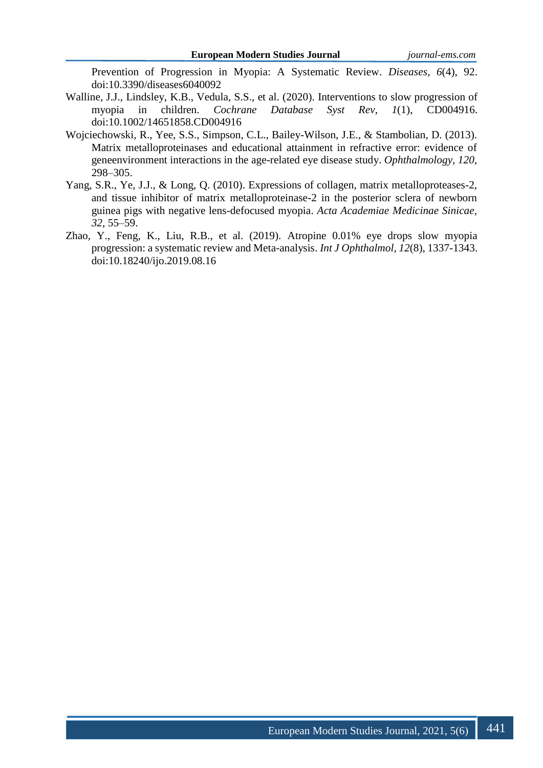Prevention of Progression in Myopia: A Systematic Review. *Diseases, 6*(4), 92. doi:10.3390/diseases6040092

Walline, J.J., Lindsley, K.B., Vedula, S.S., et al. (2020). Interventions to slow progression of myopia in children. *Cochrane Database Syst Rev, 1*(1), CD004916. doi:10.1002/14651858.CD004916

Wojciechowski, R., Yee, S.S., Simpson, C.L., Bailey-Wilson, J.E., & Stambolian, D. (2013). Matrix metalloproteinases and educational attainment in refractive error: evidence of geneenvironment interactions in the age-related eye disease study. *Ophthalmology, 120*, 298–305.

Yang, S.R., Ye, J.J., & Long, Q. (2010). Expressions of collagen, matrix metalloproteases-2, and tissue inhibitor of matrix metalloproteinase-2 in the posterior sclera of newborn guinea pigs with negative lens-defocused myopia. *Acta Academiae Medicinae Sinicae, 32*, 55–59.

Zhao, Y., Feng, K., Liu, R.B., et al. (2019). Atropine 0.01% eye drops slow myopia progression: a systematic review and Meta-analysis. *Int J Ophthalmol, 12*(8), 1337-1343. doi:10.18240/ijo.2019.08.16